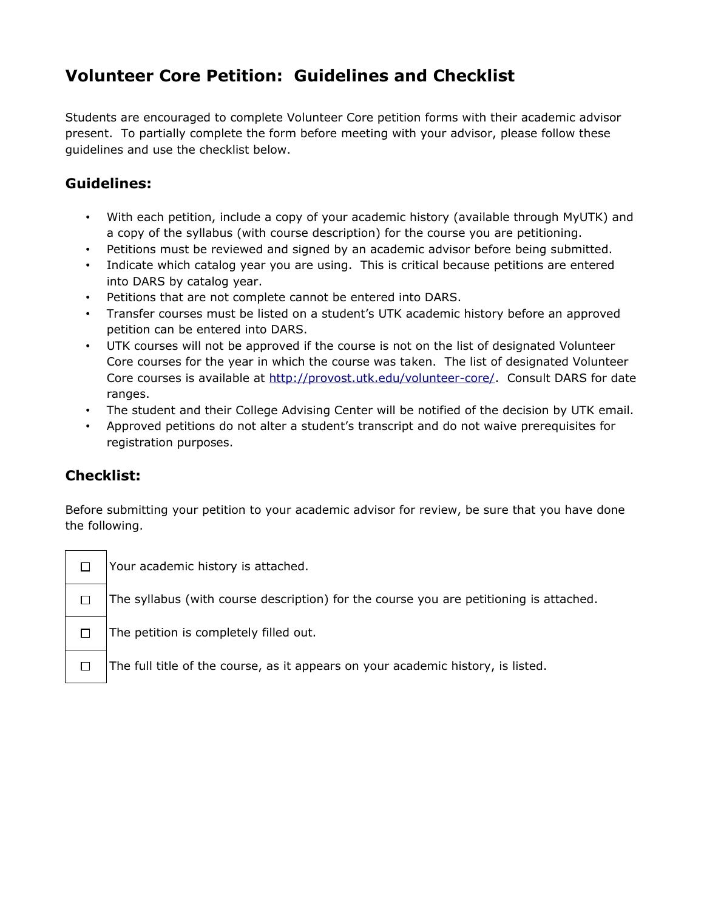# Volunteer Core Petition: Guidelines and Checklist

Students are encouraged to complete Volunteer Core petition forms with their academic advisor present. To partially complete the form before meeting with your advisor, please follow these guidelines and use the checklist below.

## Guidelines:

- With each petition, include a copy of your academic history (available through MyUTK) and a copy of the syllabus (with course description) for the course you are petitioning.
- Petitions must be reviewed and signed by an academic advisor before being submitted.
- Indicate which catalog year you are using. This is critical because petitions are entered into DARS by catalog year.
- Petitions that are not complete cannot be entered into DARS.
- Transfer courses must be listed on a student's UTK academic history before an approved petition can be entered into DARS.
- UTK courses will not be approved if the course is not on the list of designated Volunteer Core courses for the year in which the course was taken. The list of designated Volunteer Core courses is available at http://provost.utk.edu/volunteer-core/. Consult DARS for date ranges.
- The student and their College Advising Center will be notified of the decision by UTK email.
- Approved petitions do not alter a student's transcript and do not waive prerequisites for registration purposes.

## Checklist:

Before submitting your petition to your academic advisor for review, be sure that you have done the following.

| | |
|---|---|
| ☐ | Your academic history is attached. |
| ☐ | The syllabus (with course description) for the course you are petitioning is attached. |
| ☐ | The petition is completely filled out. |
| ☐ | The full title of the course, as it appears on your academic history, is listed. |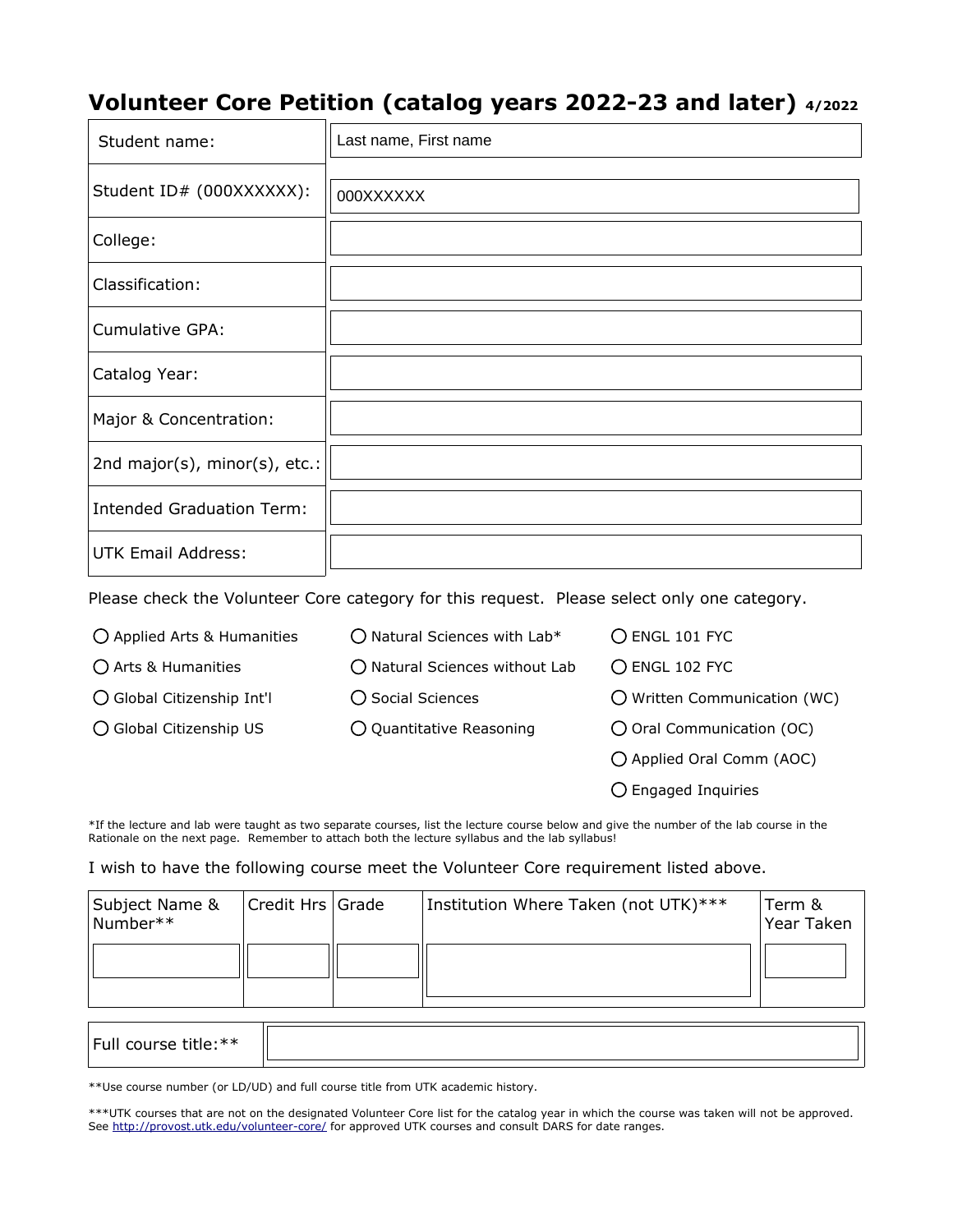# Volunteer Core Petition (catalog years 2022-23 and later) 4/2022

| | |
|---|---|
| Student name: | Last name, First name |
| Student ID# (000XXXXXX): | 000XXXXXX |
| College: | |
| Classification: | |
| Cumulative GPA: | |
| Catalog Year: | |
| Major & Concentration: | |
| 2nd major(s), minor(s), etc.: | |
| Intended Graduation Term: | |
| UTK Email Address: | |

Please check the Volunteer Core category for this request. Please select only one category.

- ○ Applied Arts & Humanities
- ○ Arts & Humanities
- ○ Global Citizenship Int'l
- ○ Global Citizenship US
- ○ Natural Sciences with Lab*
- ○ Natural Sciences without Lab
- ○ Social Sciences
- ○ Quantitative Reasoning
- ○ ENGL 101 FYC
- ○ ENGL 102 FYC
- ○ Written Communication (WC)
- ○ Oral Communication (OC)
- ○ Applied Oral Comm (AOC)
- ○ Engaged Inquiries

*If the lecture and lab were taught as two separate courses, list the lecture course below and give the number of the lab course in the Rationale on the next page. Remember to attach both the lecture syllabus and the lab syllabus!

I wish to have the following course meet the Volunteer Core requirement listed above.

| Subject Name & Number** | Credit Hrs | Grade | Institution Where Taken (not UTK)*** | Term & Year Taken |
|---|---|---|---|---|
| | | | | |

| | |
|---|---|
| Full course title:** | |

**Use course number (or LD/UD) and full course title from UTK academic history.

***UTK courses that are not on the designated Volunteer Core list for the catalog year in which the course was taken will not be approved. See http://provost.utk.edu/volunteer-core/ for approved UTK courses and consult DARS for date ranges.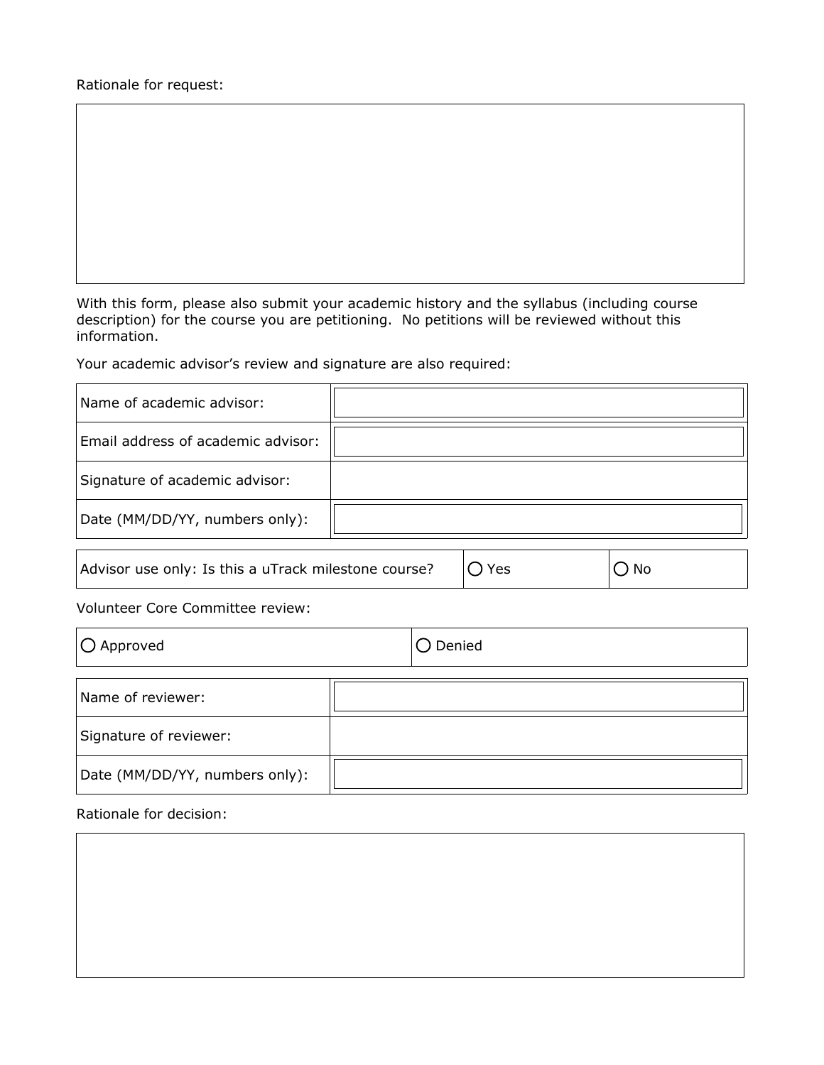Rationale for request:

| |
|---|
| |

With this form, please also submit your academic history and the syllabus (including course description) for the course you are petitioning. No petitions will be reviewed without this information.

Your academic advisor's review and signature are also required:

| | |
|---|---|
| Name of academic advisor: | |
| Email address of academic advisor: | |
| Signature of academic advisor: | |
| Date (MM/DD/YY, numbers only): | |

| | | |
|---|---|---|
| Advisor use only: Is this a uTrack milestone course? | ○ Yes | ○ No |

Volunteer Core Committee review:

| | |
|---|---|
| ○ Approved | ○ Denied |

| | |
|---|---|
| Name of reviewer: | |
| Signature of reviewer: | |
| Date (MM/DD/YY, numbers only): | |

Rationale for decision:

| |
|---|
| |